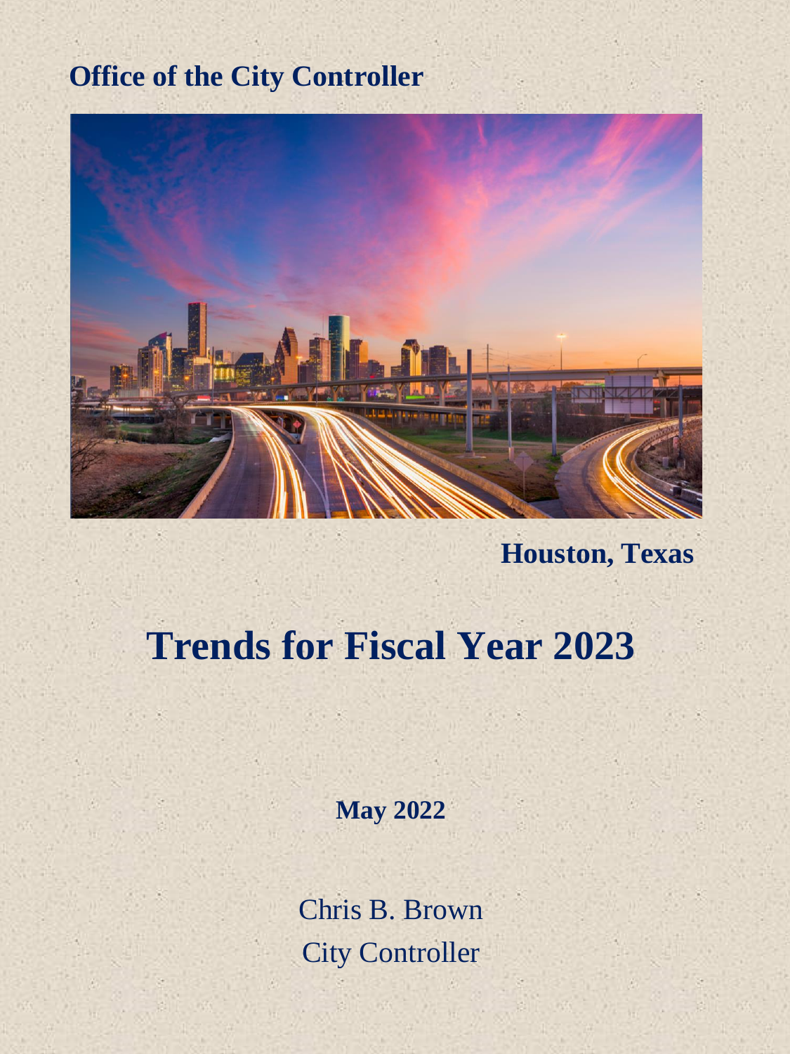**Office of the City Controller**

**Houston, Texas**

# Trends for Fiscal Year 2023

**May 2022**

Chris B. Brown
City Controller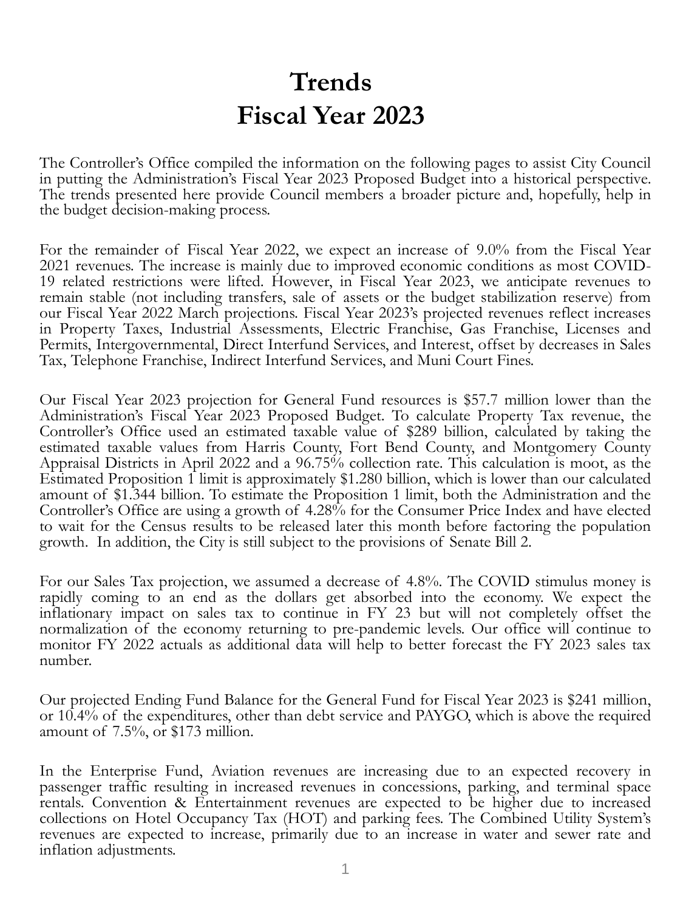# Trends
# Fiscal Year 2023

The Controller's Office compiled the information on the following pages to assist City Council in putting the Administration's Fiscal Year 2023 Proposed Budget into a historical perspective. The trends presented here provide Council members a broader picture and, hopefully, help in the budget decision-making process.

For the remainder of Fiscal Year 2022, we expect an increase of 9.0% from the Fiscal Year 2021 revenues. The increase is mainly due to improved economic conditions as most COVID-19 related restrictions were lifted. However, in Fiscal Year 2023, we anticipate revenues to remain stable (not including transfers, sale of assets or the budget stabilization reserve) from our Fiscal Year 2022 March projections. Fiscal Year 2023's projected revenues reflect increases in Property Taxes, Industrial Assessments, Electric Franchise, Gas Franchise, Licenses and Permits, Intergovernmental, Direct Interfund Services, and Interest, offset by decreases in Sales Tax, Telephone Franchise, Indirect Interfund Services, and Muni Court Fines.

Our Fiscal Year 2023 projection for General Fund resources is $57.7 million lower than the Administration's Fiscal Year 2023 Proposed Budget. To calculate Property Tax revenue, the Controller's Office used an estimated taxable value of $289 billion, calculated by taking the estimated taxable values from Harris County, Fort Bend County, and Montgomery County Appraisal Districts in April 2022 and a 96.75% collection rate. This calculation is moot, as the Estimated Proposition 1 limit is approximately $1.280 billion, which is lower than our calculated amount of $1.344 billion. To estimate the Proposition 1 limit, both the Administration and the Controller's Office are using a growth of 4.28% for the Consumer Price Index and have elected to wait for the Census results to be released later this month before factoring the population growth. In addition, the City is still subject to the provisions of Senate Bill 2.

For our Sales Tax projection, we assumed a decrease of 4.8%. The COVID stimulus money is rapidly coming to an end as the dollars get absorbed into the economy. We expect the inflationary impact on sales tax to continue in FY 23 but will not completely offset the normalization of the economy returning to pre-pandemic levels. Our office will continue to monitor FY 2022 actuals as additional data will help to better forecast the FY 2023 sales tax number.

Our projected Ending Fund Balance for the General Fund for Fiscal Year 2023 is $241 million, or 10.4% of the expenditures, other than debt service and PAYGO, which is above the required amount of 7.5%, or $173 million.

In the Enterprise Fund, Aviation revenues are increasing due to an expected recovery in passenger traffic resulting in increased revenues in concessions, parking, and terminal space rentals. Convention & Entertainment revenues are expected to be higher due to increased collections on Hotel Occupancy Tax (HOT) and parking fees. The Combined Utility System's revenues are expected to increase, primarily due to an increase in water and sewer rate and inflation adjustments.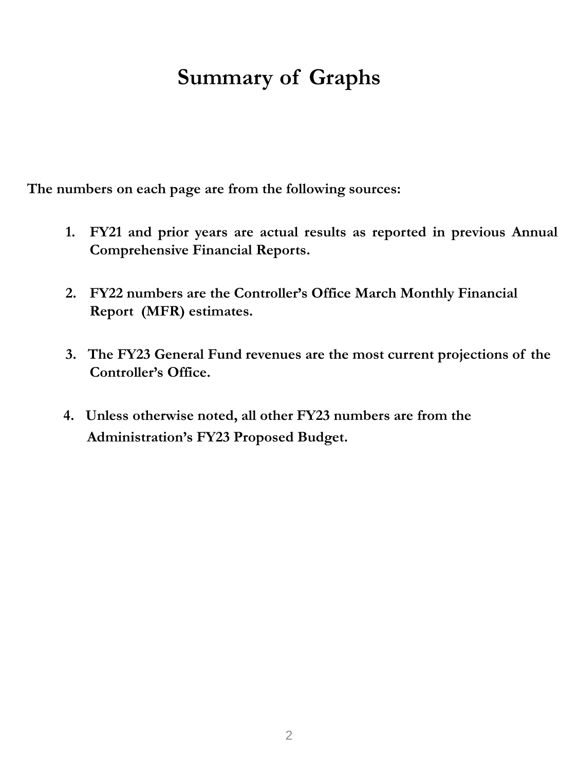# Summary of Graphs

**The numbers on each page are from the following sources:**

1. **FY21 and prior years are actual results as reported in previous Annual Comprehensive Financial Reports.**

2. **FY22 numbers are the Controller's Office March Monthly Financial Report (MFR) estimates.**

3. **The FY23 General Fund revenues are the most current projections of the Controller's Office.**

4. **Unless otherwise noted, all other FY23 numbers are from the Administration's FY23 Proposed Budget.**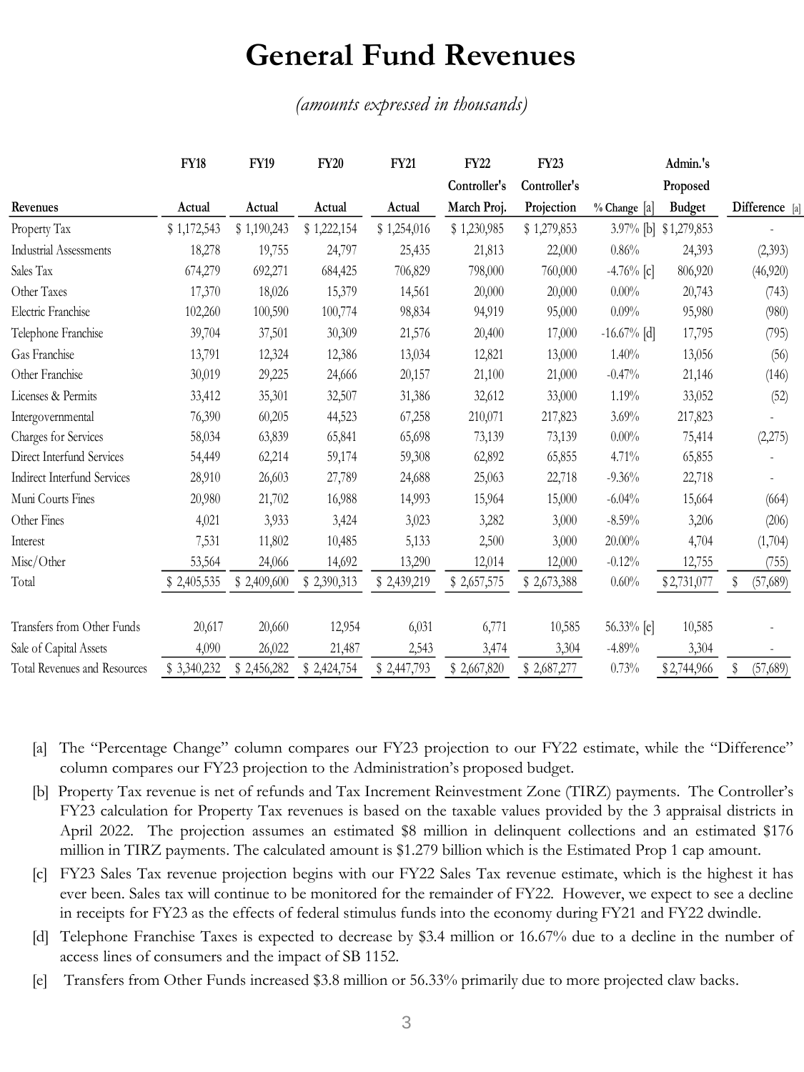# General Fund Revenues

*(amounts expressed in thousands)*

| Revenues | FY18 Actual | FY19 Actual | FY20 Actual | FY21 Actual | FY22 Controller's March Proj. | FY23 Controller's Projection | % Change [a] | Admin.'s Proposed Budget | Difference [a] |
|---|---|---|---|---|---|---|---|---|---|
| Property Tax | $ 1,172,543 | $ 1,190,243 | $ 1,222,154 | $ 1,254,016 | $ 1,230,985 | $ 1,279,853 | 3.97% [b] | $ 1,279,853 | - |
| Industrial Assessments | 18,278 | 19,755 | 24,797 | 25,435 | 21,813 | 22,000 | 0.86% | 24,393 | (2,393) |
| Sales Tax | 674,279 | 692,271 | 684,425 | 706,829 | 798,000 | 760,000 | -4.76% [c] | 806,920 | (46,920) |
| Other Taxes | 17,370 | 18,026 | 15,379 | 14,561 | 20,000 | 20,000 | 0.00% | 20,743 | (743) |
| Electric Franchise | 102,260 | 100,590 | 100,774 | 98,834 | 94,919 | 95,000 | 0.09% | 95,980 | (980) |
| Telephone Franchise | 39,704 | 37,501 | 30,309 | 21,576 | 20,400 | 17,000 | -16.67% [d] | 17,795 | (795) |
| Gas Franchise | 13,791 | 12,324 | 12,386 | 13,034 | 12,821 | 13,000 | 1.40% | 13,056 | (56) |
| Other Franchise | 30,019 | 29,225 | 24,666 | 20,157 | 21,100 | 21,000 | -0.47% | 21,146 | (146) |
| Licenses & Permits | 33,412 | 35,301 | 32,507 | 31,386 | 32,612 | 33,000 | 1.19% | 33,052 | (52) |
| Intergovernmental | 76,390 | 60,205 | 44,523 | 67,258 | 210,071 | 217,823 | 3.69% | 217,823 | - |
| Charges for Services | 58,034 | 63,839 | 65,841 | 65,698 | 73,139 | 73,139 | 0.00% | 75,414 | (2,275) |
| Direct Interfund Services | 54,449 | 62,214 | 59,174 | 59,308 | 62,892 | 65,855 | 4.71% | 65,855 | - |
| Indirect Interfund Services | 28,910 | 26,603 | 27,789 | 24,688 | 25,063 | 22,718 | -9.36% | 22,718 | - |
| Muni Courts Fines | 20,980 | 21,702 | 16,988 | 14,993 | 15,964 | 15,000 | -6.04% | 15,664 | (664) |
| Other Fines | 4,021 | 3,933 | 3,424 | 3,023 | 3,282 | 3,000 | -8.59% | 3,206 | (206) |
| Interest | 7,531 | 11,802 | 10,485 | 5,133 | 2,500 | 3,000 | 20.00% | 4,704 | (1,704) |
| Misc/Other | 53,564 | 24,066 | 14,692 | 13,290 | 12,014 | 12,000 | -0.12% | 12,755 | (755) |
| Total | $ 2,405,535 | $ 2,409,600 | $ 2,390,313 | $ 2,439,219 | $ 2,657,575 | $ 2,673,388 | 0.60% | $ 2,731,077 | $ (57,689) |
| | | | | | | | | | |
| Transfers from Other Funds | 20,617 | 20,660 | 12,954 | 6,031 | 6,771 | 10,585 | 56.33% [e] | 10,585 | - |
| Sale of Capital Assets | 4,090 | 26,022 | 21,487 | 2,543 | 3,474 | 3,304 | -4.89% | 3,304 | - |
| Total Revenues and Resources | $ 3,340,232 | $ 2,456,282 | $ 2,424,754 | $ 2,447,793 | $ 2,667,820 | $ 2,687,277 | 0.73% | $ 2,744,966 | $ (57,689) |

[a] The "Percentage Change" column compares our FY23 projection to our FY22 estimate, while the "Difference" column compares our FY23 projection to the Administration's proposed budget.

[b] Property Tax revenue is net of refunds and Tax Increment Reinvestment Zone (TIRZ) payments. The Controller's FY23 calculation for Property Tax revenues is based on the taxable values provided by the 3 appraisal districts in April 2022. The projection assumes an estimated $8 million in delinquent collections and an estimated $176 million in TIRZ payments. The calculated amount is $1.279 billion which is the Estimated Prop 1 cap amount.

[c] FY23 Sales Tax revenue projection begins with our FY22 Sales Tax revenue estimate, which is the highest it has ever been. Sales tax will continue to be monitored for the remainder of FY22. However, we expect to see a decline in receipts for FY23 as the effects of federal stimulus funds into the economy during FY21 and FY22 dwindle.

[d] Telephone Franchise Taxes is expected to decrease by $3.4 million or 16.67% due to a decline in the number of access lines of consumers and the impact of SB 1152.

[e] Transfers from Other Funds increased $3.8 million or 56.33% primarily due to more projected claw backs.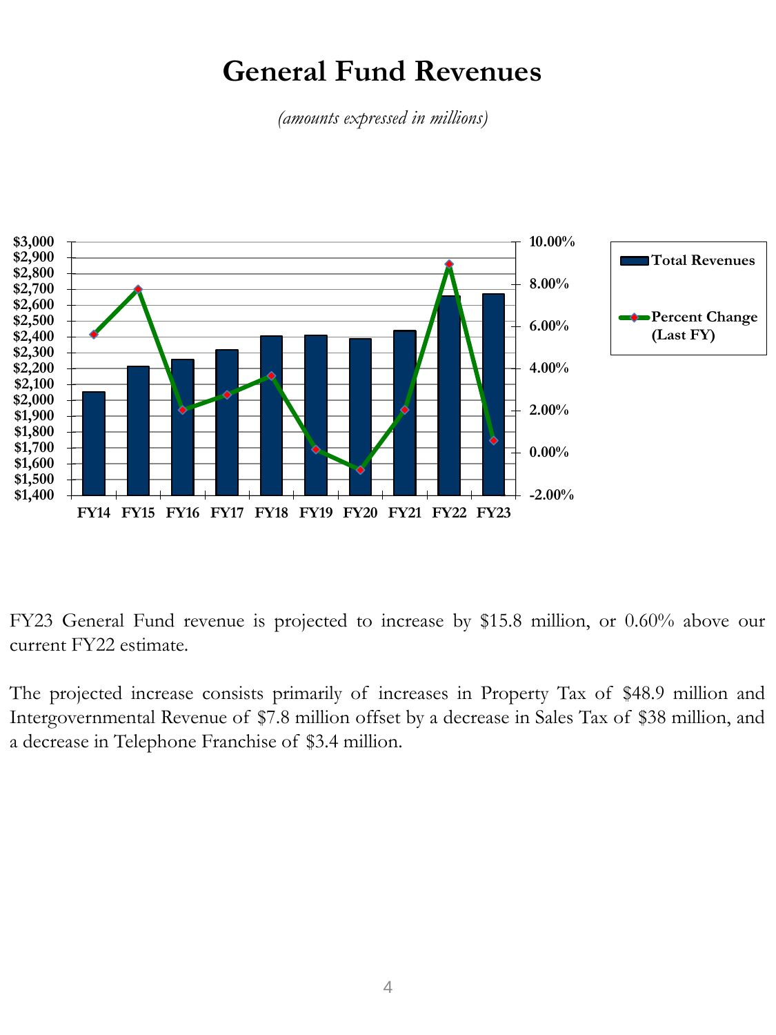# General Fund Revenues

*(amounts expressed in millions)*

FY23 General Fund revenue is projected to increase by $15.8 million, or 0.60% above our current FY22 estimate.

The projected increase consists primarily of increases in Property Tax of $48.9 million and Intergovernmental Revenue of $7.8 million offset by a decrease in Sales Tax of $38 million, and a decrease in Telephone Franchise of $3.4 million.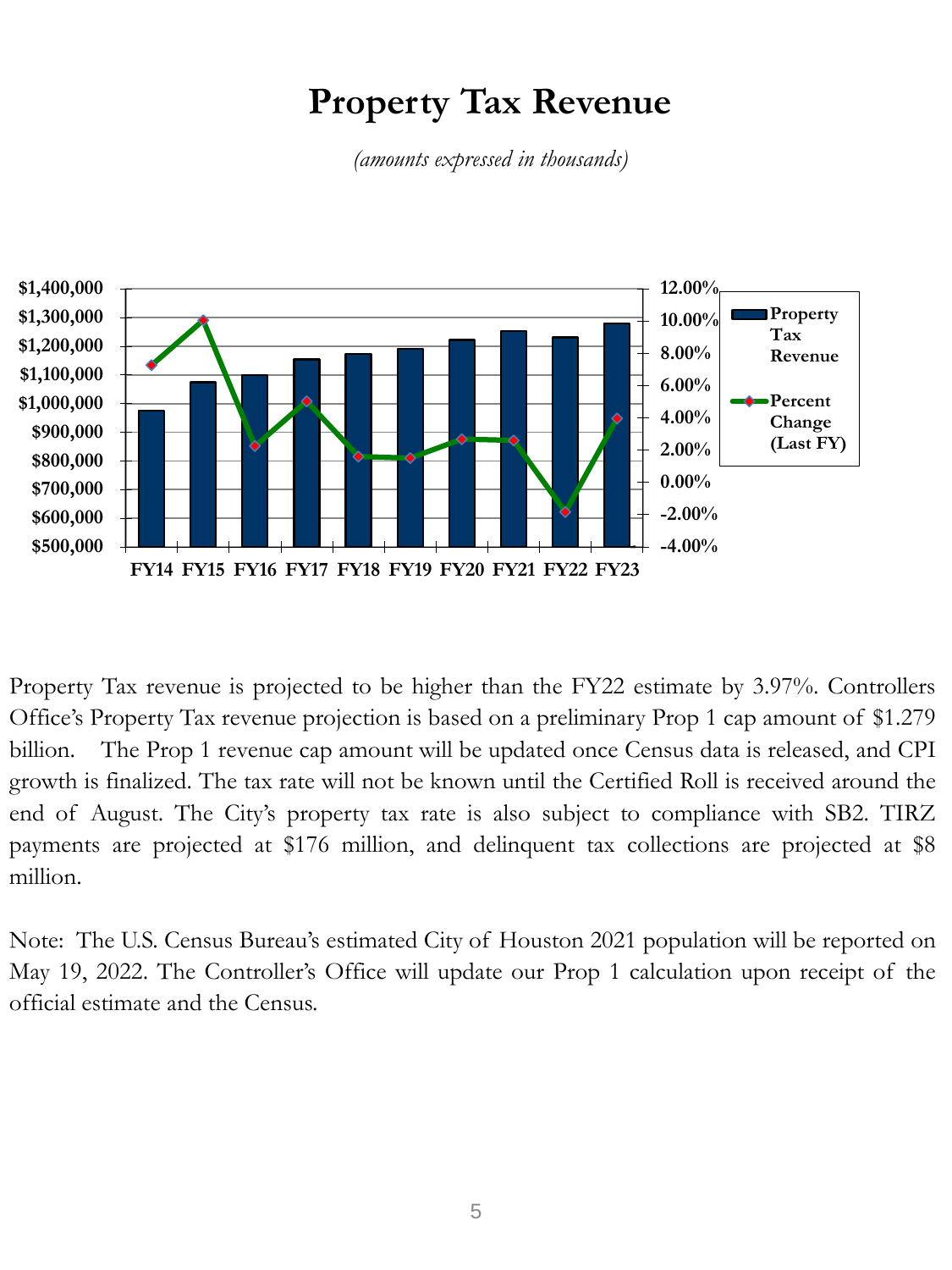# Property Tax Revenue

*(amounts expressed in thousands)*

Property Tax revenue is projected to be higher than the FY22 estimate by 3.97%. Controllers Office's Property Tax revenue projection is based on a preliminary Prop 1 cap amount of $1.279 billion. The Prop 1 revenue cap amount will be updated once Census data is released, and CPI growth is finalized. The tax rate will not be known until the Certified Roll is received around the end of August. The City's property tax rate is also subject to compliance with SB2. TIRZ payments are projected at $176 million, and delinquent tax collections are projected at $8 million.

Note: The U.S. Census Bureau's estimated City of Houston 2021 population will be reported on May 19, 2022. The Controller's Office will update our Prop 1 calculation upon receipt of the official estimate and the Census.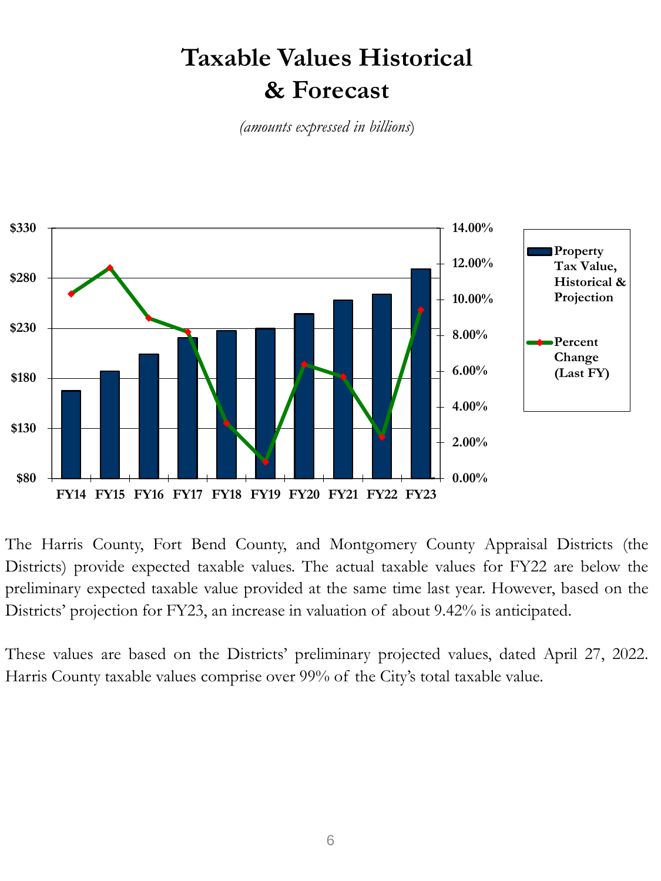# Taxable Values Historical & Forecast

*(amounts expressed in billions)*

The Harris County, Fort Bend County, and Montgomery County Appraisal Districts (the Districts) provide expected taxable values. The actual taxable values for FY22 are below the preliminary expected taxable value provided at the same time last year. However, based on the Districts' projection for FY23, an increase in valuation of about 9.42% is anticipated.

These values are based on the Districts' preliminary projected values, dated April 27, 2022. Harris County taxable values comprise over 99% of the City's total taxable value.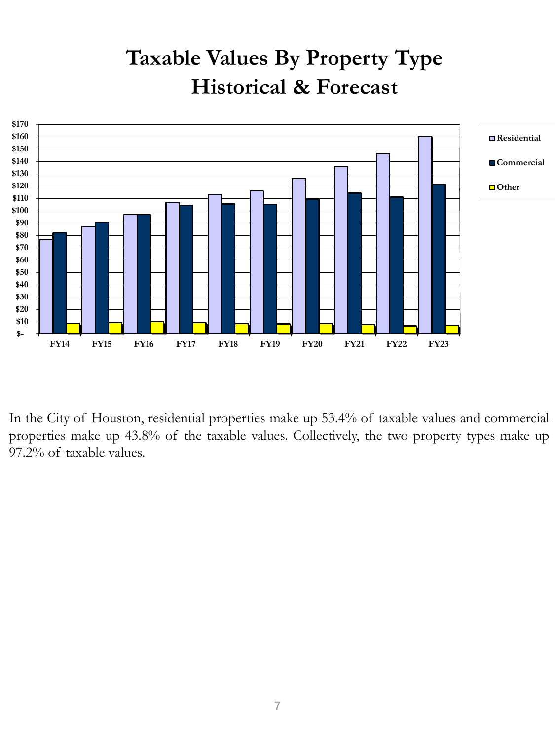# Taxable Values By Property Type

# Historical & Forecast

In the City of Houston, residential properties make up 53.4% of taxable values and commercial properties make up 43.8% of the taxable values. Collectively, the two property types make up 97.2% of taxable values.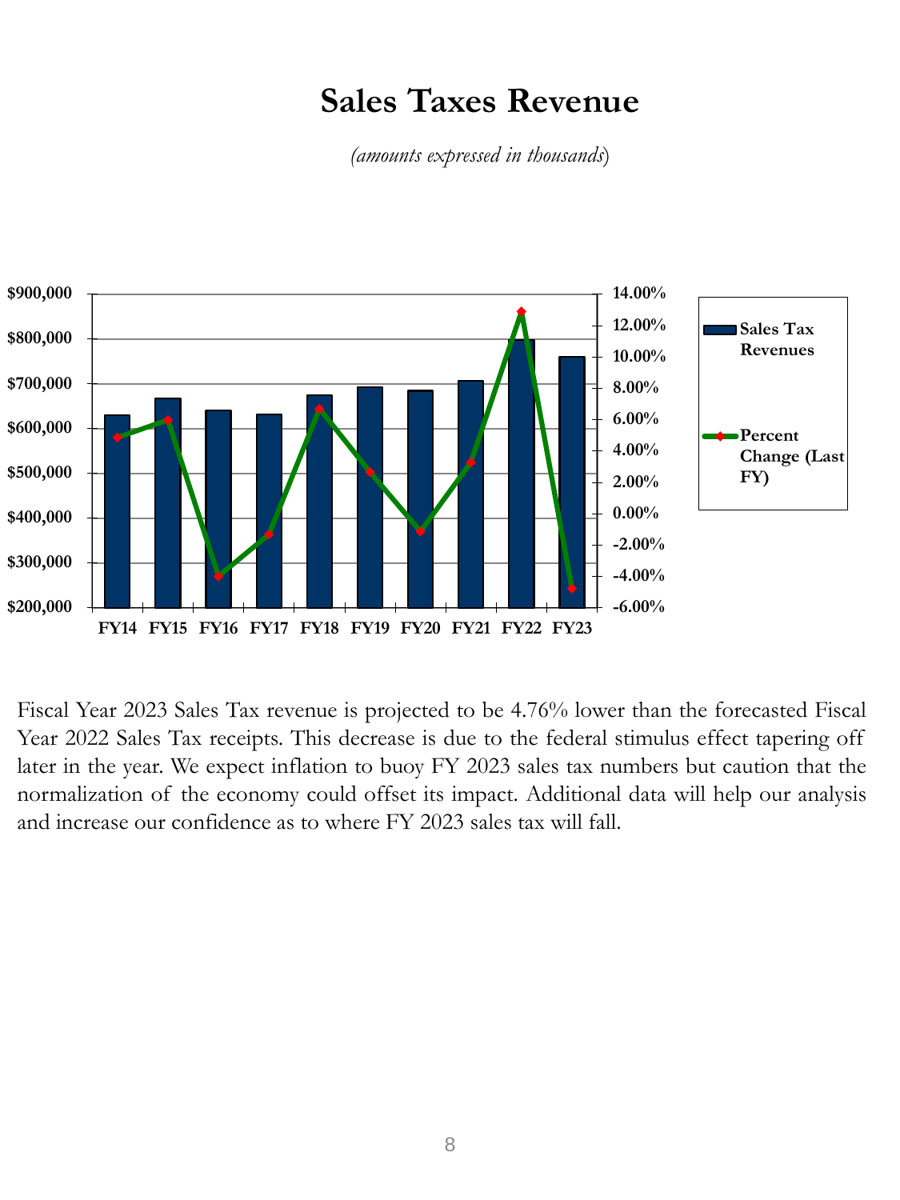# Sales Taxes Revenue

*(amounts expressed in thousands)*

Fiscal Year 2023 Sales Tax revenue is projected to be 4.76% lower than the forecasted Fiscal Year 2022 Sales Tax receipts. This decrease is due to the federal stimulus effect tapering off later in the year. We expect inflation to buoy FY 2023 sales tax numbers but caution that the normalization of the economy could offset its impact. Additional data will help our analysis and increase our confidence as to where FY 2023 sales tax will fall.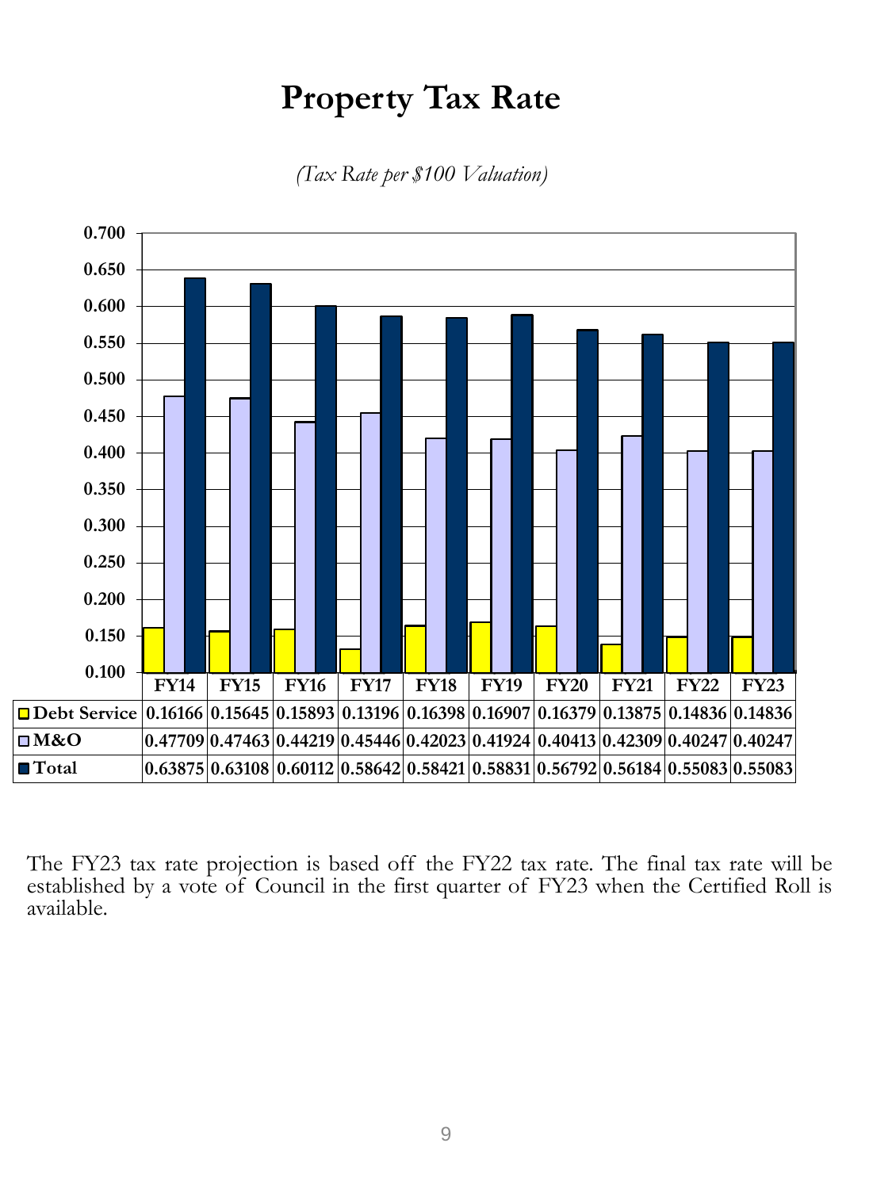# Property Tax Rate

*(Tax Rate per $100 Valuation)*

| | FY14 | FY15 | FY16 | FY17 | FY18 | FY19 | FY20 | FY21 | FY22 | FY23 |
|---|---|---|---|---|---|---|---|---|---|---|
| Debt Service | 0.16166 | 0.15645 | 0.15893 | 0.13196 | 0.16398 | 0.16907 | 0.16379 | 0.13875 | 0.14836 | 0.14836 |
| M&O | 0.47709 | 0.47463 | 0.44219 | 0.45446 | 0.42023 | 0.41924 | 0.40413 | 0.42309 | 0.40247 | 0.40247 |
| Total | 0.63875 | 0.63108 | 0.60112 | 0.58642 | 0.58421 | 0.58831 | 0.56792 | 0.56184 | 0.55083 | 0.55083 |

The FY23 tax rate projection is based off the FY22 tax rate. The final tax rate will be established by a vote of Council in the first quarter of FY23 when the Certified Roll is available.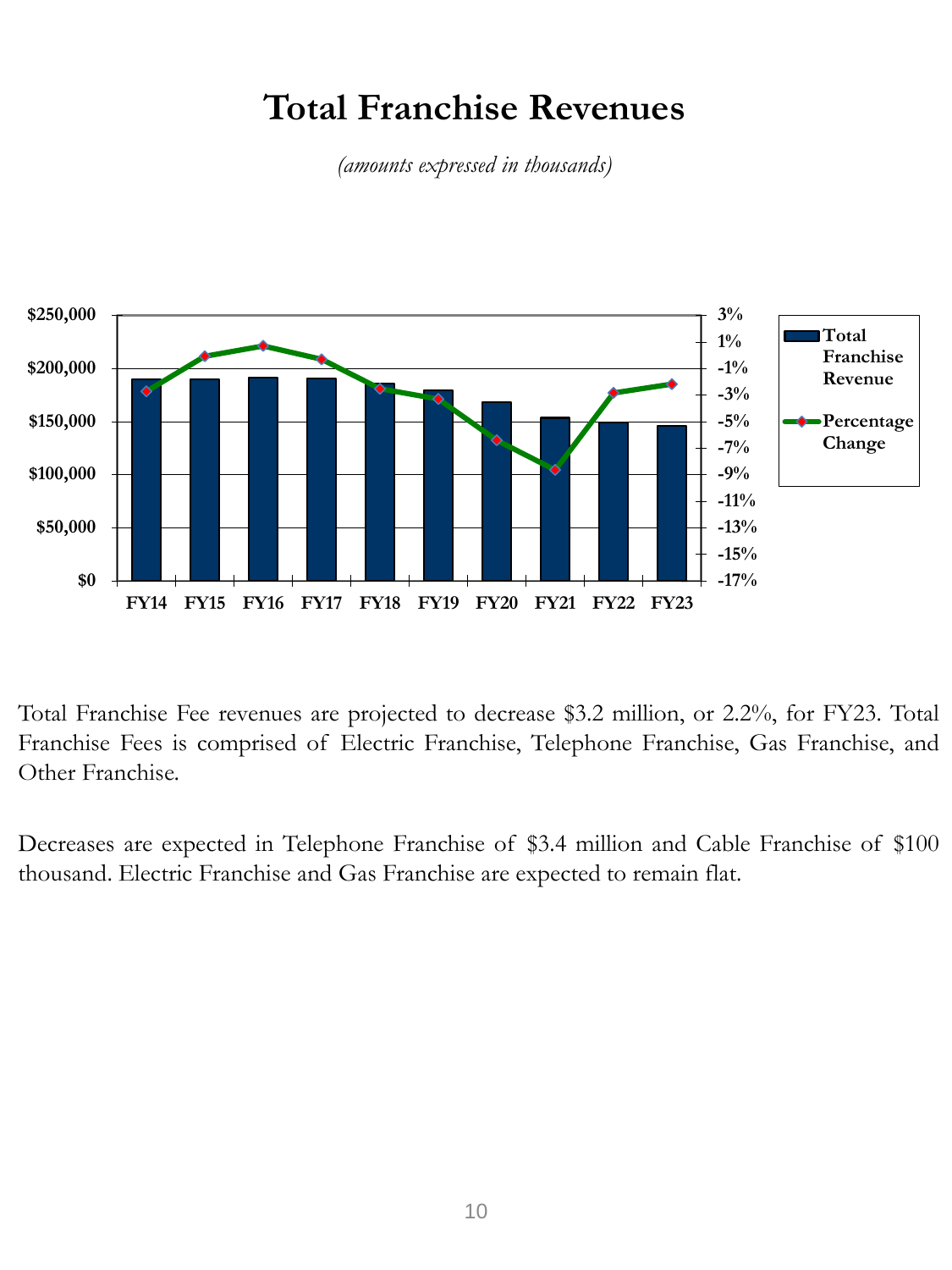# Total Franchise Revenues

*(amounts expressed in thousands)*

Total Franchise Fee revenues are projected to decrease $3.2 million, or 2.2%, for FY23. Total Franchise Fees is comprised of Electric Franchise, Telephone Franchise, Gas Franchise, and Other Franchise.

Decreases are expected in Telephone Franchise of $3.4 million and Cable Franchise of $100 thousand. Electric Franchise and Gas Franchise are expected to remain flat.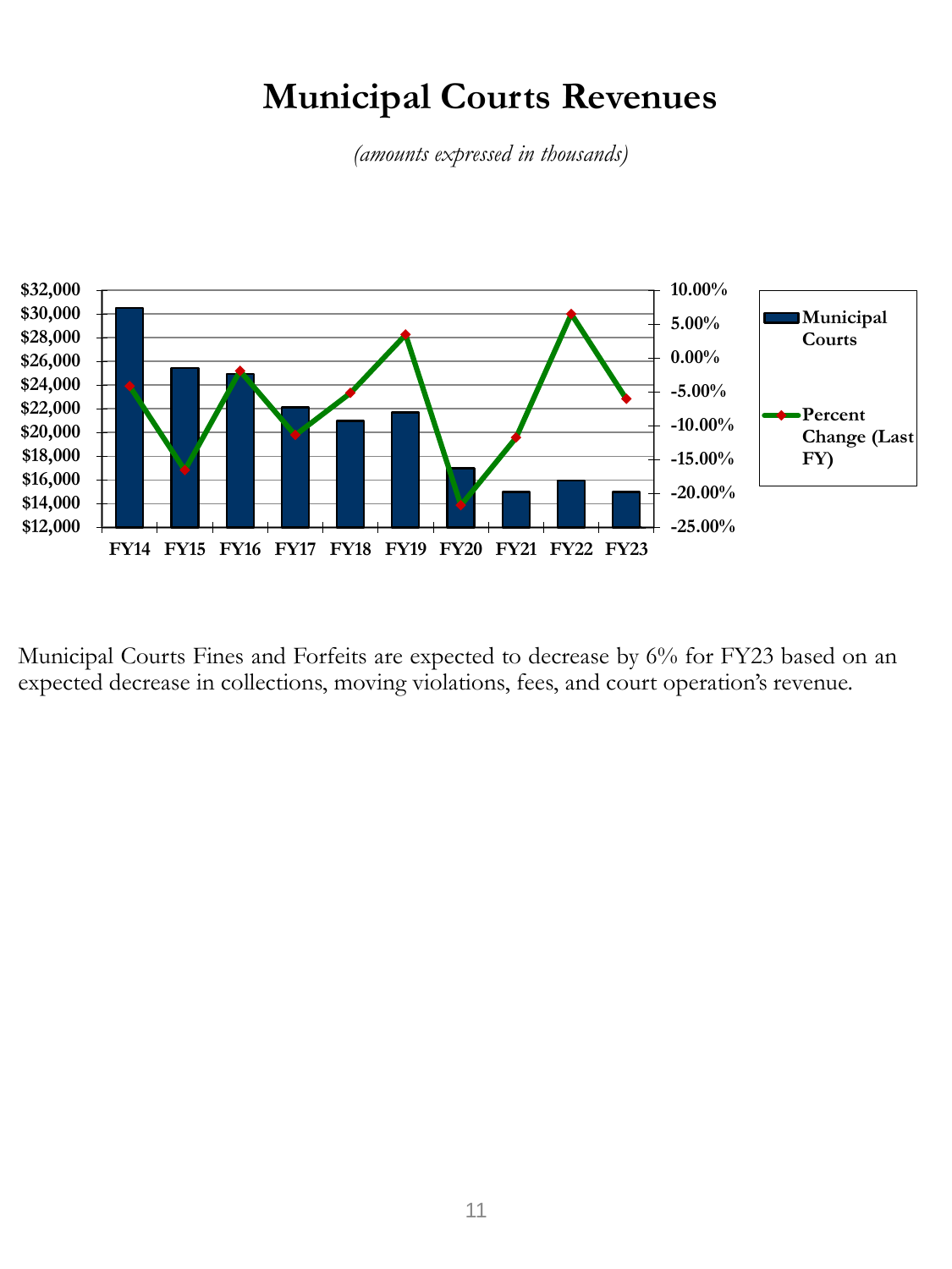# Municipal Courts Revenues

*(amounts expressed in thousands)*

Municipal Courts Fines and Forfeits are expected to decrease by 6% for FY23 based on an expected decrease in collections, moving violations, fees, and court operation's revenue.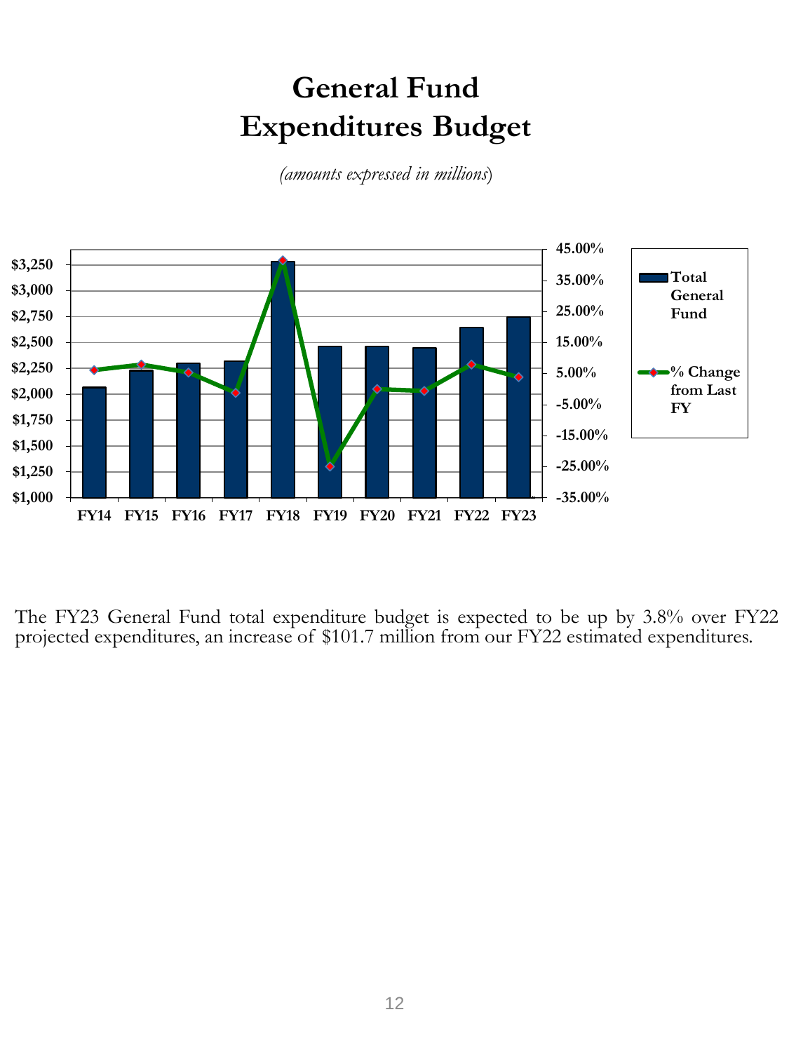# General Fund Expenditures Budget

*(amounts expressed in millions)*

The FY23 General Fund total expenditure budget is expected to be up by 3.8% over FY22 projected expenditures, an increase of $101.7 million from our FY22 estimated expenditures.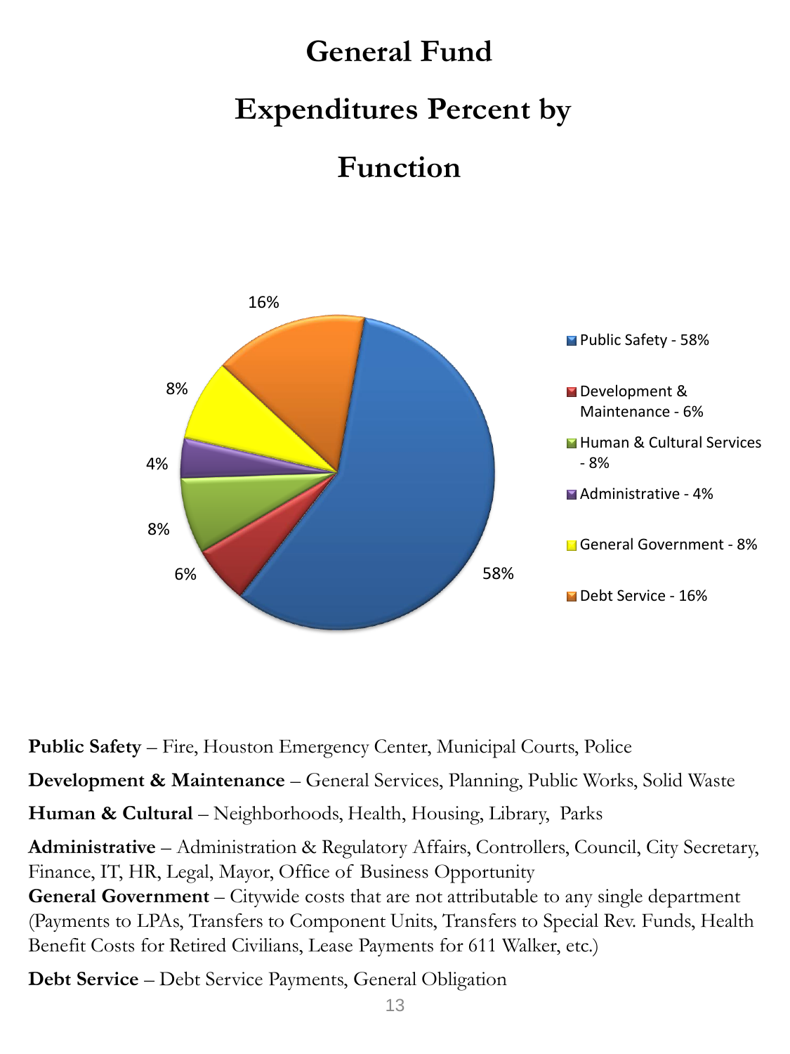# General Fund

# Expenditures Percent by

# Function

- Public Safety - 58%
- Development & Maintenance - 6%
- Human & Cultural Services - 8%
- Administrative - 4%
- General Government - 8%
- Debt Service - 16%

**Public Safety** – Fire, Houston Emergency Center, Municipal Courts, Police

**Development & Maintenance** – General Services, Planning, Public Works, Solid Waste

**Human & Cultural** – Neighborhoods, Health, Housing, Library, Parks

**Administrative** – Administration & Regulatory Affairs, Controllers, Council, City Secretary, Finance, IT, HR, Legal, Mayor, Office of Business Opportunity

**General Government** – Citywide costs that are not attributable to any single department (Payments to LPAs, Transfers to Component Units, Transfers to Special Rev. Funds, Health Benefit Costs for Retired Civilians, Lease Payments for 611 Walker, etc.)

**Debt Service** – Debt Service Payments, General Obligation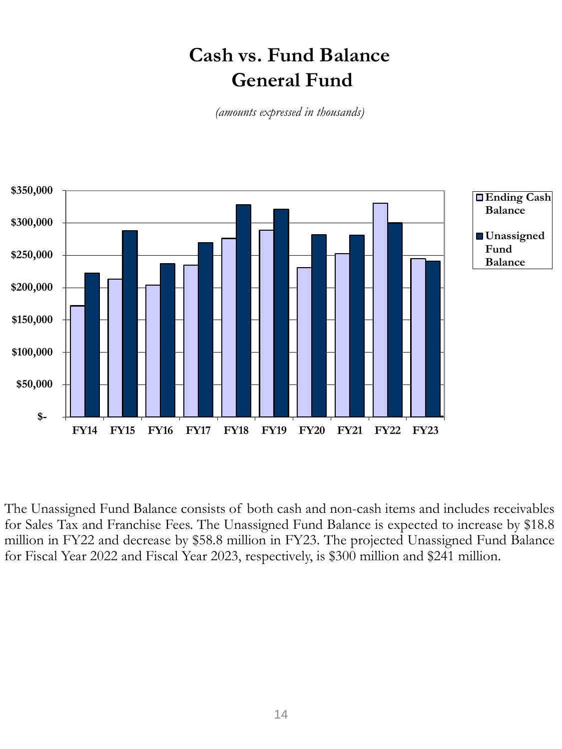# Cash vs. Fund Balance
# General Fund

*(amounts expressed in thousands)*

The Unassigned Fund Balance consists of both cash and non-cash items and includes receivables for Sales Tax and Franchise Fees. The Unassigned Fund Balance is expected to increase by $18.8 million in FY22 and decrease by $58.8 million in FY23. The projected Unassigned Fund Balance for Fiscal Year 2022 and Fiscal Year 2023, respectively, is $300 million and $241 million.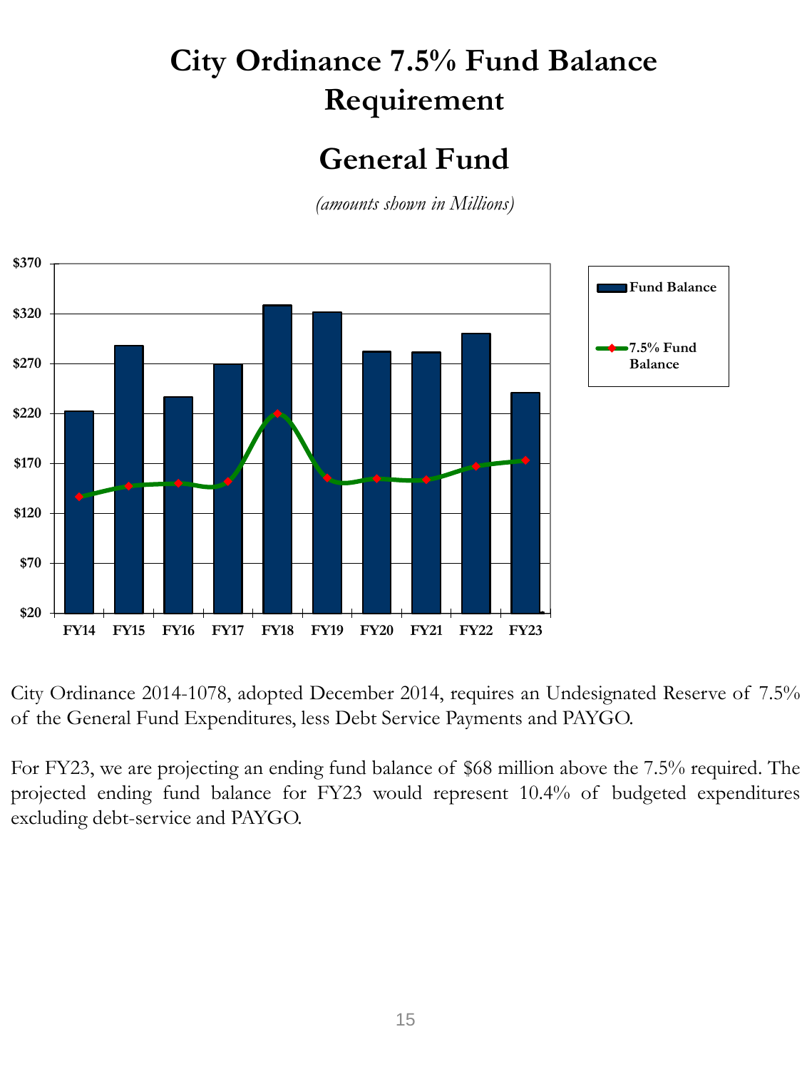# City Ordinance 7.5% Fund Balance Requirement

# General Fund

*(amounts shown in Millions)*

City Ordinance 2014-1078, adopted December 2014, requires an Undesignated Reserve of 7.5% of the General Fund Expenditures, less Debt Service Payments and PAYGO.

For FY23, we are projecting an ending fund balance of $68 million above the 7.5% required. The projected ending fund balance for FY23 would represent 10.4% of budgeted expenditures excluding debt-service and PAYGO.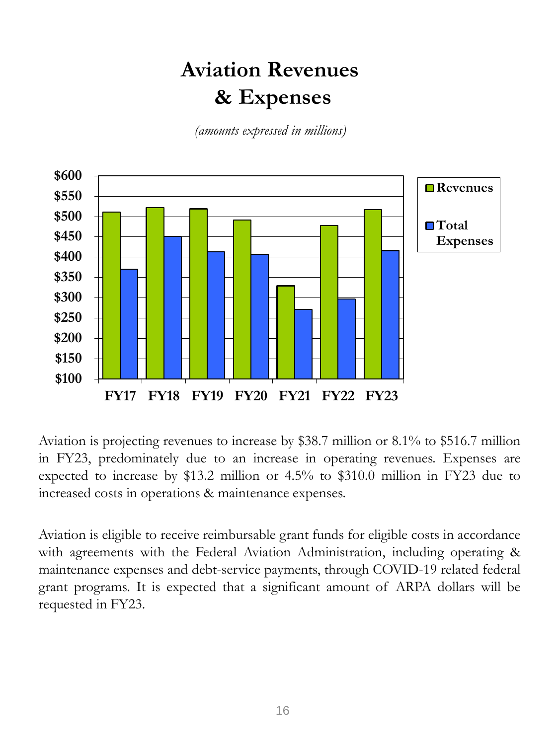# Aviation Revenues & Expenses

*(amounts expressed in millions)*

Aviation is projecting revenues to increase by $38.7 million or 8.1% to $516.7 million in FY23, predominately due to an increase in operating revenues. Expenses are expected to increase by $13.2 million or 4.5% to $310.0 million in FY23 due to increased costs in operations & maintenance expenses.

Aviation is eligible to receive reimbursable grant funds for eligible costs in accordance with agreements with the Federal Aviation Administration, including operating & maintenance expenses and debt-service payments, through COVID-19 related federal grant programs. It is expected that a significant amount of ARPA dollars will be requested in FY23.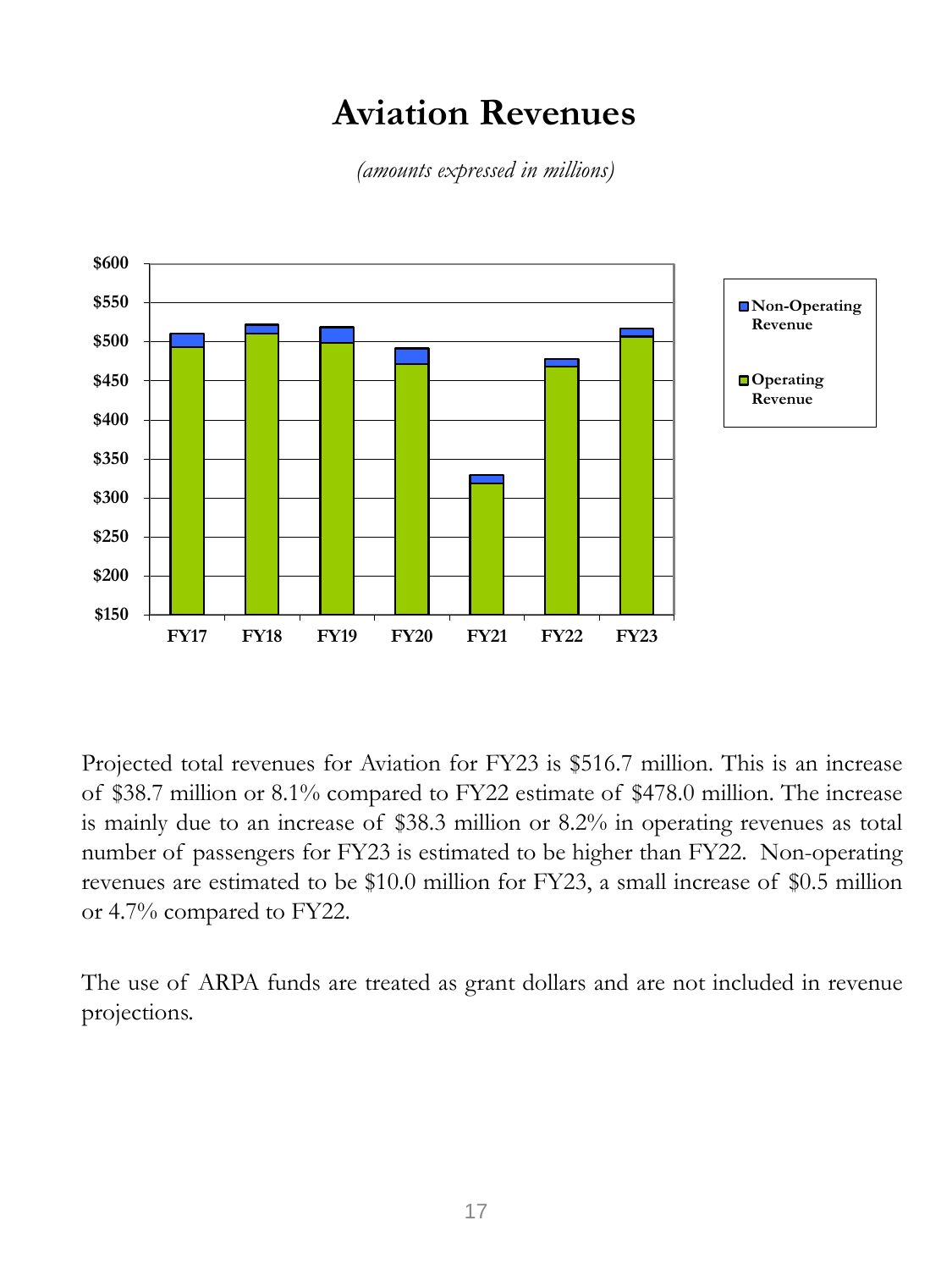# Aviation Revenues

*(amounts expressed in millions)*

Projected total revenues for Aviation for FY23 is $516.7 million. This is an increase of $38.7 million or 8.1% compared to FY22 estimate of $478.0 million. The increase is mainly due to an increase of $38.3 million or 8.2% in operating revenues as total number of passengers for FY23 is estimated to be higher than FY22. Non-operating revenues are estimated to be $10.0 million for FY23, a small increase of $0.5 million or 4.7% compared to FY22.

The use of ARPA funds are treated as grant dollars and are not included in revenue projections.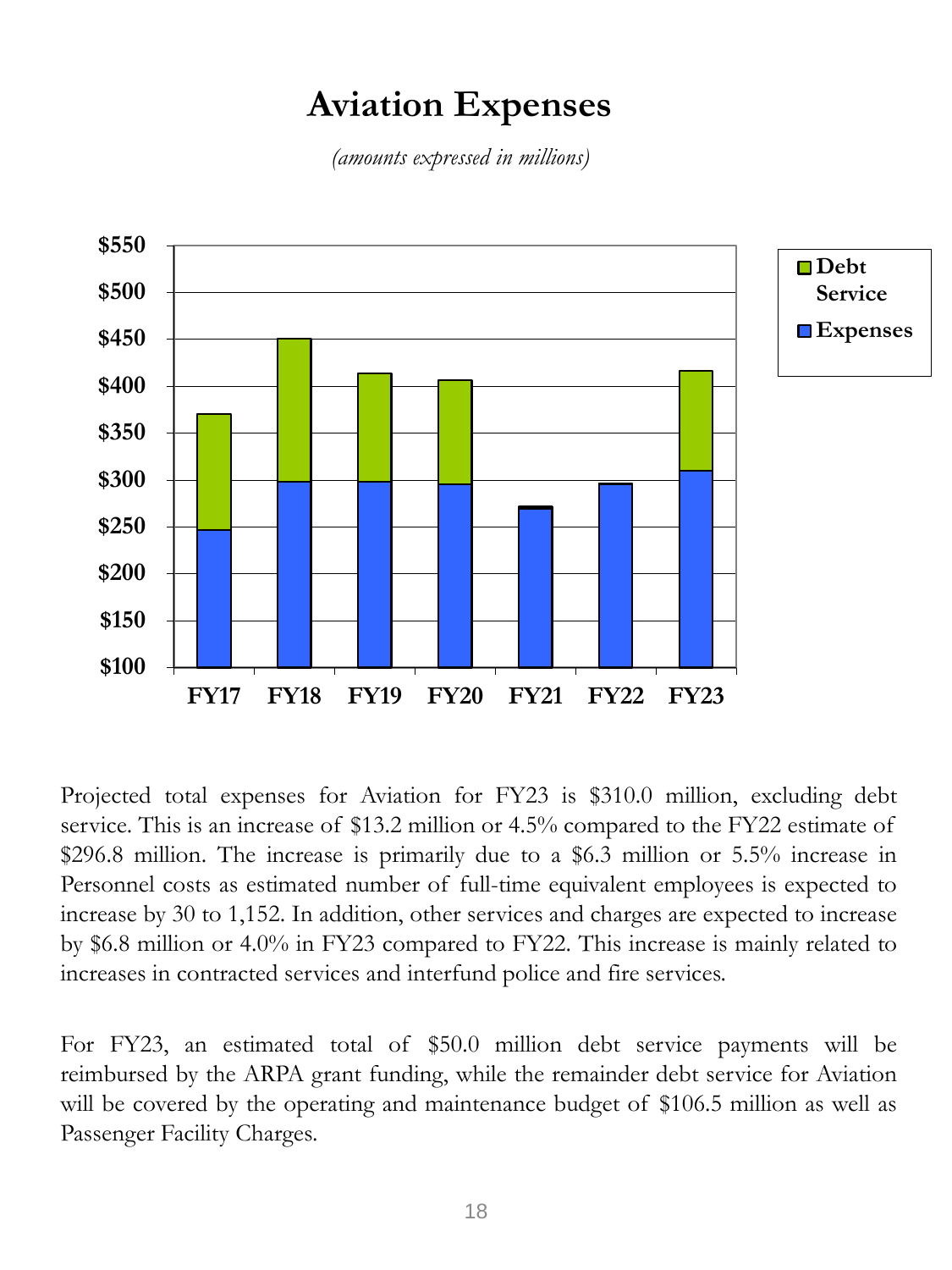# Aviation Expenses

*(amounts expressed in millions)*

Projected total expenses for Aviation for FY23 is $310.0 million, excluding debt service. This is an increase of $13.2 million or 4.5% compared to the FY22 estimate of $296.8 million. The increase is primarily due to a $6.3 million or 5.5% increase in Personnel costs as estimated number of full-time equivalent employees is expected to increase by 30 to 1,152. In addition, other services and charges are expected to increase by $6.8 million or 4.0% in FY23 compared to FY22. This increase is mainly related to increases in contracted services and interfund police and fire services.

For FY23, an estimated total of $50.0 million debt service payments will be reimbursed by the ARPA grant funding, while the remainder debt service for Aviation will be covered by the operating and maintenance budget of $106.5 million as well as Passenger Facility Charges.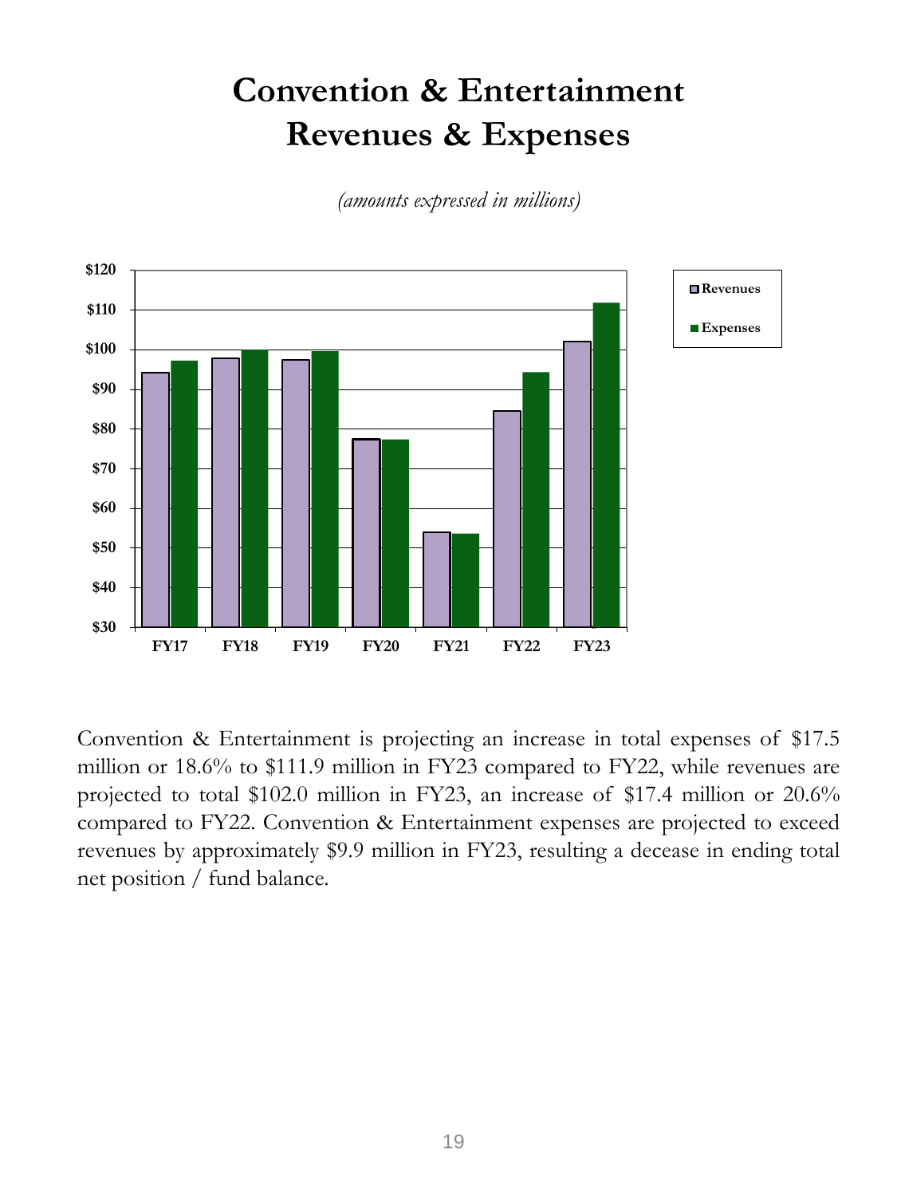# Convention & Entertainment Revenues & Expenses

*(amounts expressed in millions)*

Convention & Entertainment is projecting an increase in total expenses of $17.5 million or 18.6% to $111.9 million in FY23 compared to FY22, while revenues are projected to total $102.0 million in FY23, an increase of $17.4 million or 20.6% compared to FY22. Convention & Entertainment expenses are projected to exceed revenues by approximately $9.9 million in FY23, resulting a decease in ending total net position / fund balance.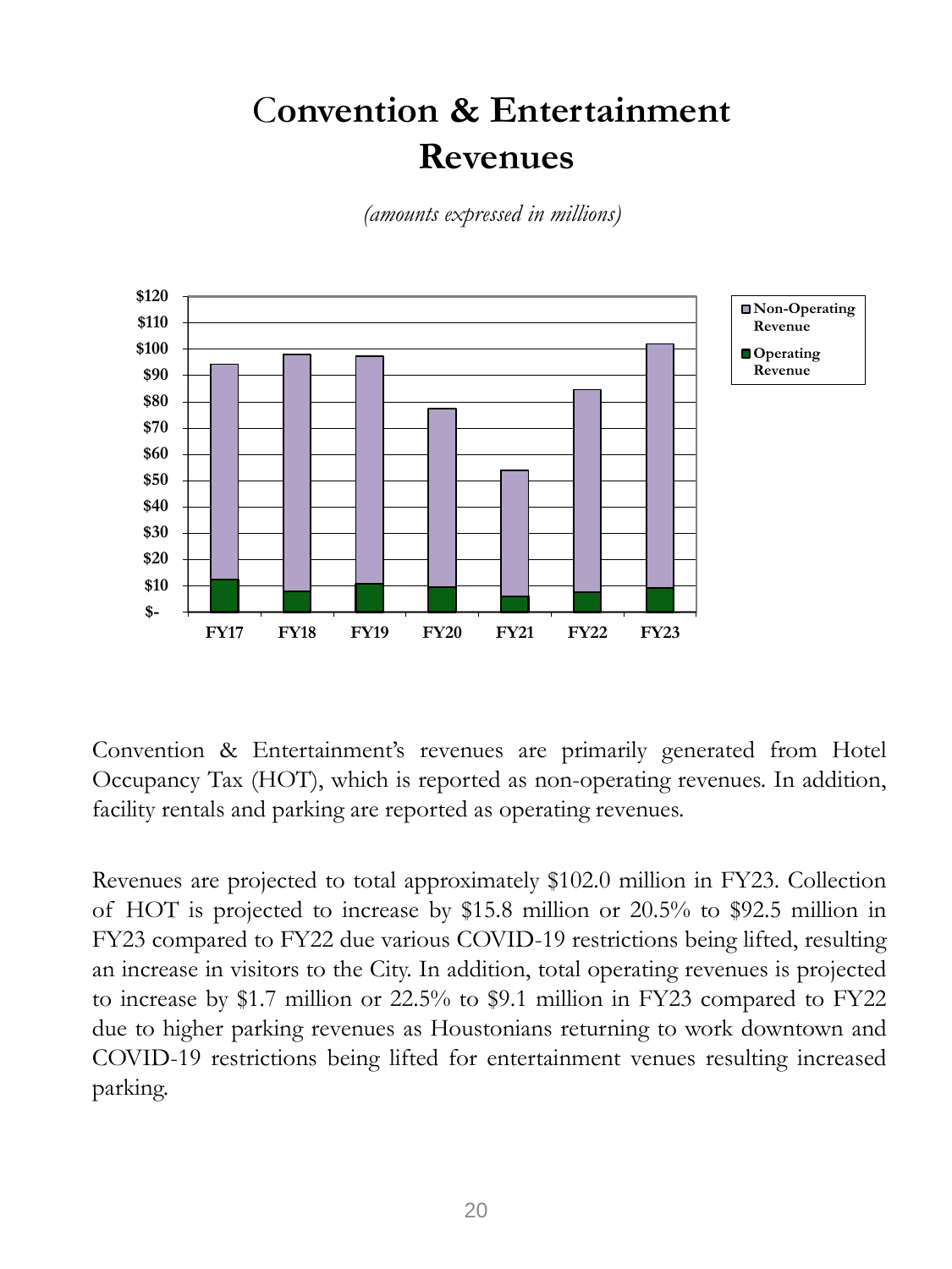# Convention & Entertainment Revenues

*(amounts expressed in millions)*

Convention & Entertainment's revenues are primarily generated from Hotel Occupancy Tax (HOT), which is reported as non-operating revenues. In addition, facility rentals and parking are reported as operating revenues.

Revenues are projected to total approximately $102.0 million in FY23. Collection of HOT is projected to increase by $15.8 million or 20.5% to $92.5 million in FY23 compared to FY22 due various COVID-19 restrictions being lifted, resulting an increase in visitors to the City. In addition, total operating revenues is projected to increase by $1.7 million or 22.5% to $9.1 million in FY23 compared to FY22 due to higher parking revenues as Houstonians returning to work downtown and COVID-19 restrictions being lifted for entertainment venues resulting increased parking.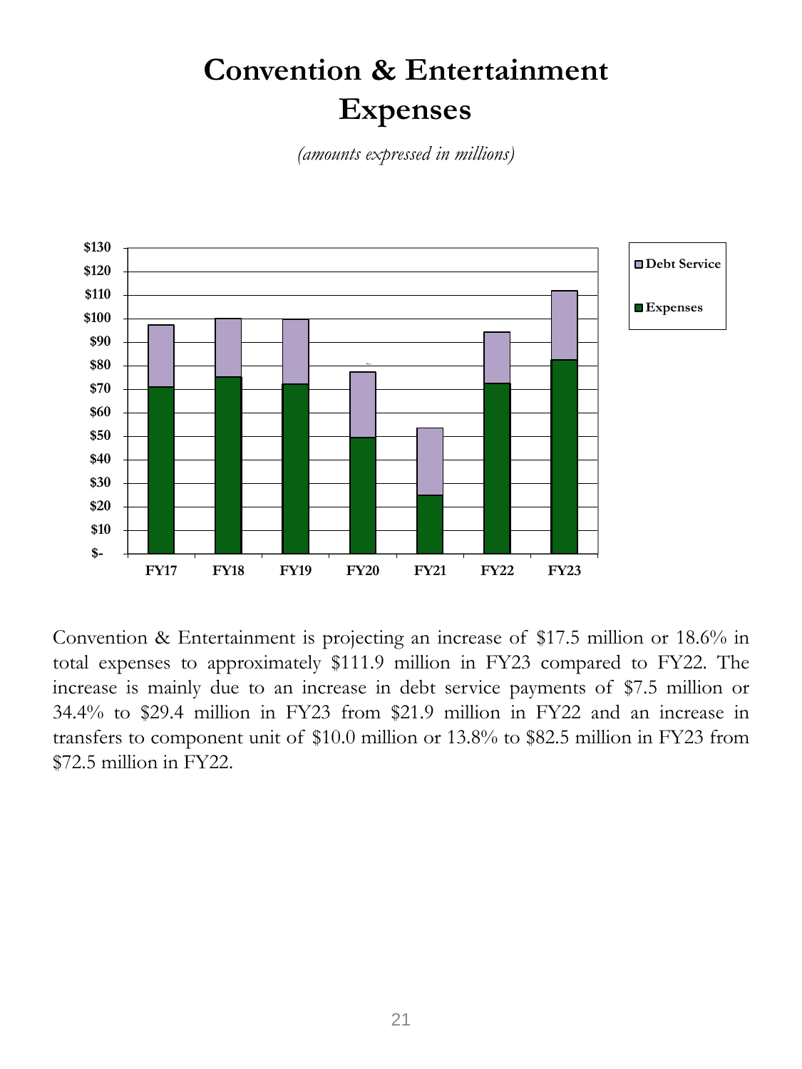# Convention & Entertainment Expenses

*(amounts expressed in millions)*

Convention & Entertainment is projecting an increase of $17.5 million or 18.6% in total expenses to approximately $111.9 million in FY23 compared to FY22. The increase is mainly due to an increase in debt service payments of $7.5 million or 34.4% to $29.4 million in FY23 from $21.9 million in FY22 and an increase in transfers to component unit of $10.0 million or 13.8% to $82.5 million in FY23 from $72.5 million in FY22.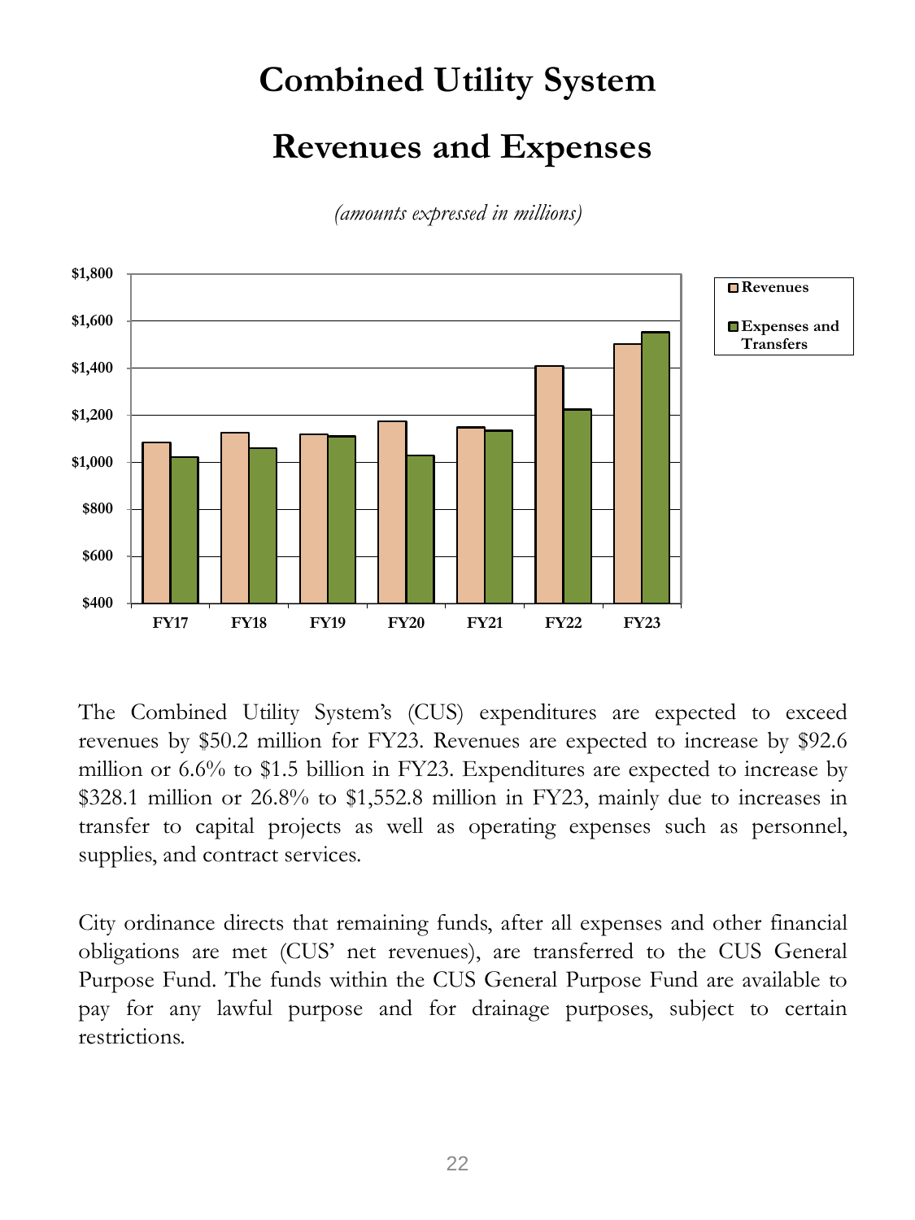# Combined Utility System

# Revenues and Expenses

*(amounts expressed in millions)*

The Combined Utility System's (CUS) expenditures are expected to exceed revenues by $50.2 million for FY23. Revenues are expected to increase by $92.6 million or 6.6% to $1.5 billion in FY23. Expenditures are expected to increase by $328.1 million or 26.8% to $1,552.8 million in FY23, mainly due to increases in transfer to capital projects as well as operating expenses such as personnel, supplies, and contract services.

City ordinance directs that remaining funds, after all expenses and other financial obligations are met (CUS' net revenues), are transferred to the CUS General Purpose Fund. The funds within the CUS General Purpose Fund are available to pay for any lawful purpose and for drainage purposes, subject to certain restrictions.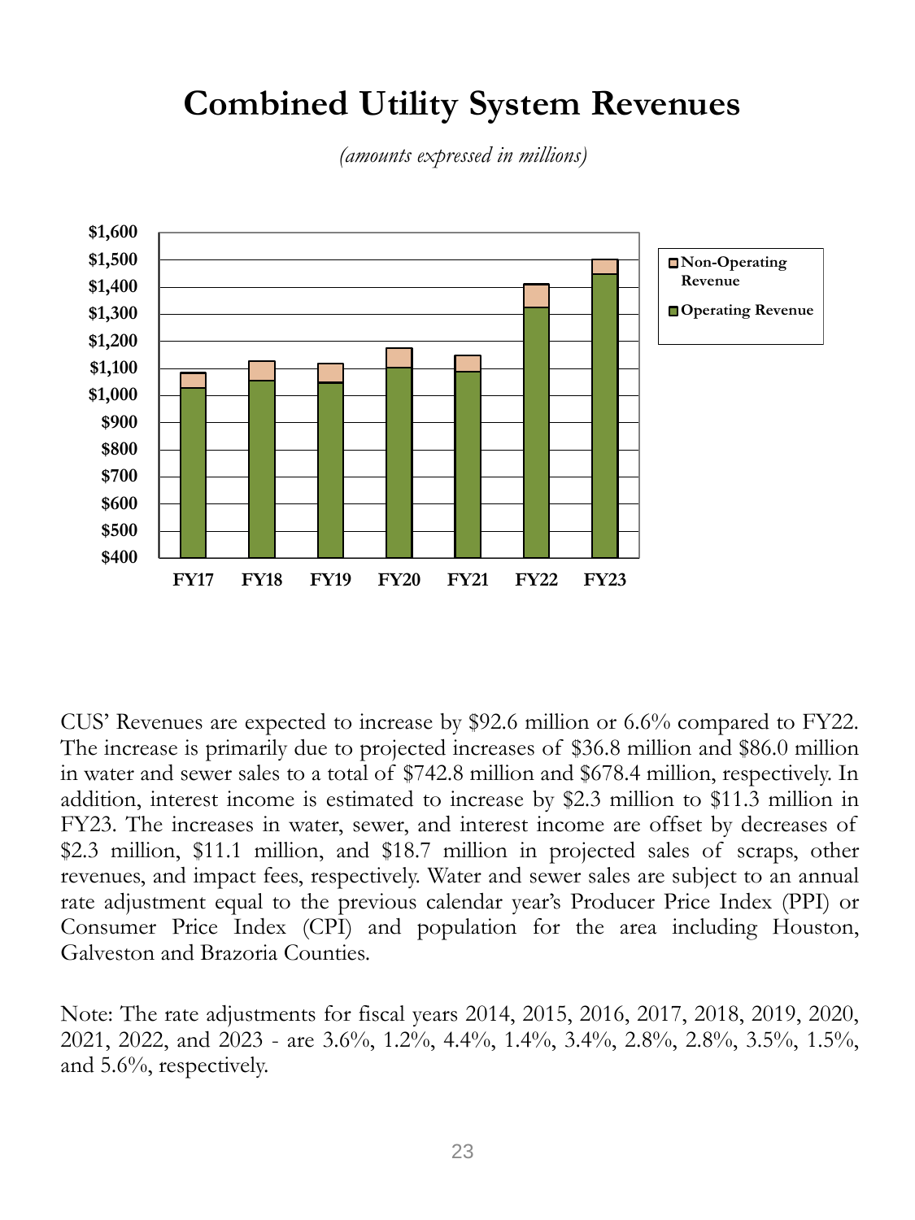# Combined Utility System Revenues

*(amounts expressed in millions)*

CUS' Revenues are expected to increase by $92.6 million or 6.6% compared to FY22. The increase is primarily due to projected increases of $36.8 million and $86.0 million in water and sewer sales to a total of $742.8 million and $678.4 million, respectively. In addition, interest income is estimated to increase by $2.3 million to $11.3 million in FY23. The increases in water, sewer, and interest income are offset by decreases of $2.3 million, $11.1 million, and $18.7 million in projected sales of scraps, other revenues, and impact fees, respectively. Water and sewer sales are subject to an annual rate adjustment equal to the previous calendar year's Producer Price Index (PPI) or Consumer Price Index (CPI) and population for the area including Houston, Galveston and Brazoria Counties.

Note: The rate adjustments for fiscal years 2014, 2015, 2016, 2017, 2018, 2019, 2020, 2021, 2022, and 2023 - are 3.6%, 1.2%, 4.4%, 1.4%, 3.4%, 2.8%, 2.8%, 3.5%, 1.5%, and 5.6%, respectively.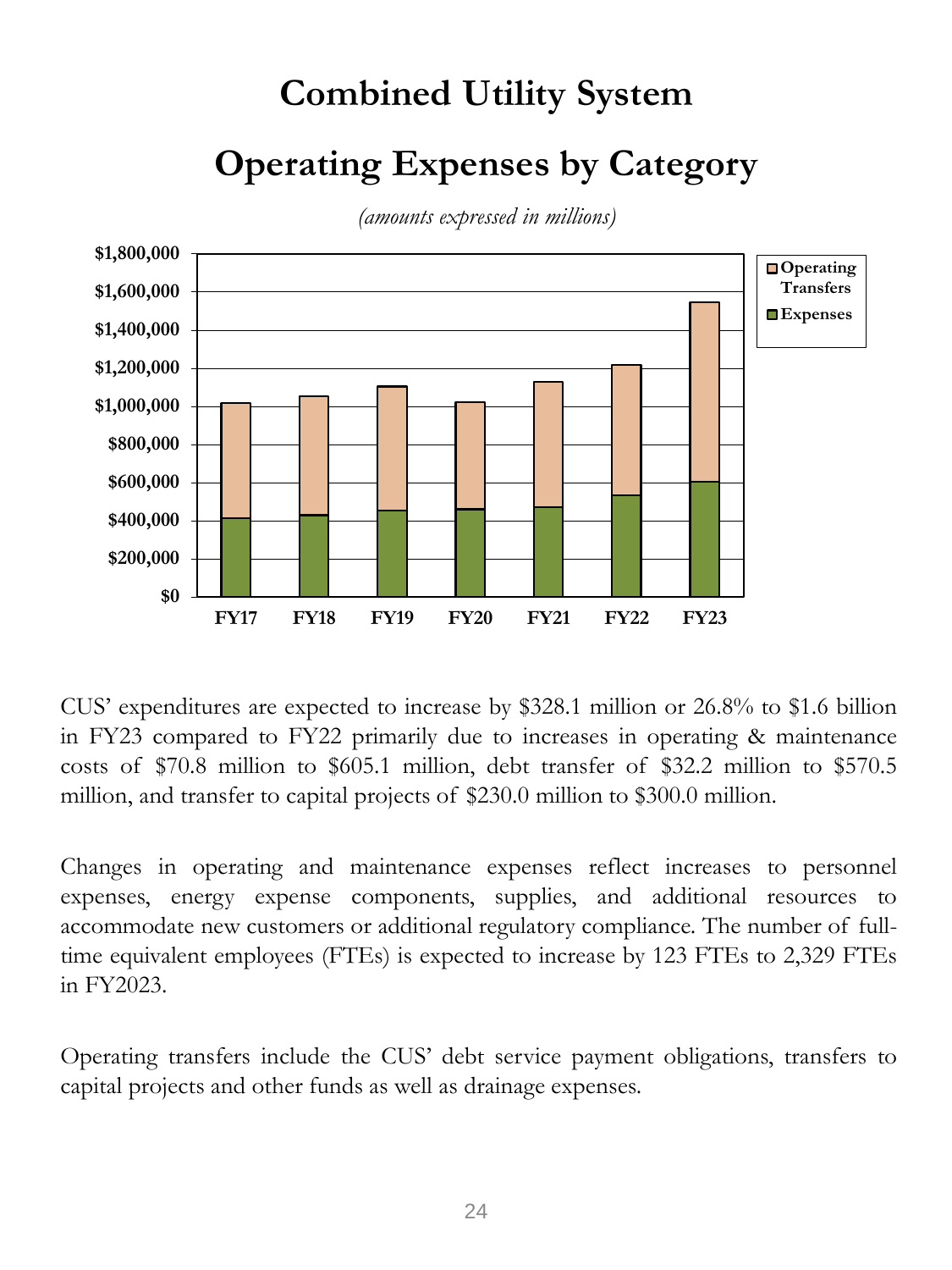# Combined Utility System

# Operating Expenses by Category

*(amounts expressed in millions)*

$1,800,000
$1,600,000
$1,400,000
$1,200,000
$1,000,000
$800,000
$600,000
$400,000
$200,000
$0

FY17 FY18 FY19 FY20 FY21 FY22 FY23

Operating Transfers
Expenses

CUS' expenditures are expected to increase by $328.1 million or 26.8% to $1.6 billion in FY23 compared to FY22 primarily due to increases in operating & maintenance costs of $70.8 million to $605.1 million, debt transfer of $32.2 million to $570.5 million, and transfer to capital projects of $230.0 million to $300.0 million.

Changes in operating and maintenance expenses reflect increases to personnel expenses, energy expense components, supplies, and additional resources to accommodate new customers or additional regulatory compliance. The number of full-time equivalent employees (FTEs) is expected to increase by 123 FTEs to 2,329 FTEs in FY2023.

Operating transfers include the CUS' debt service payment obligations, transfers to capital projects and other funds as well as drainage expenses.